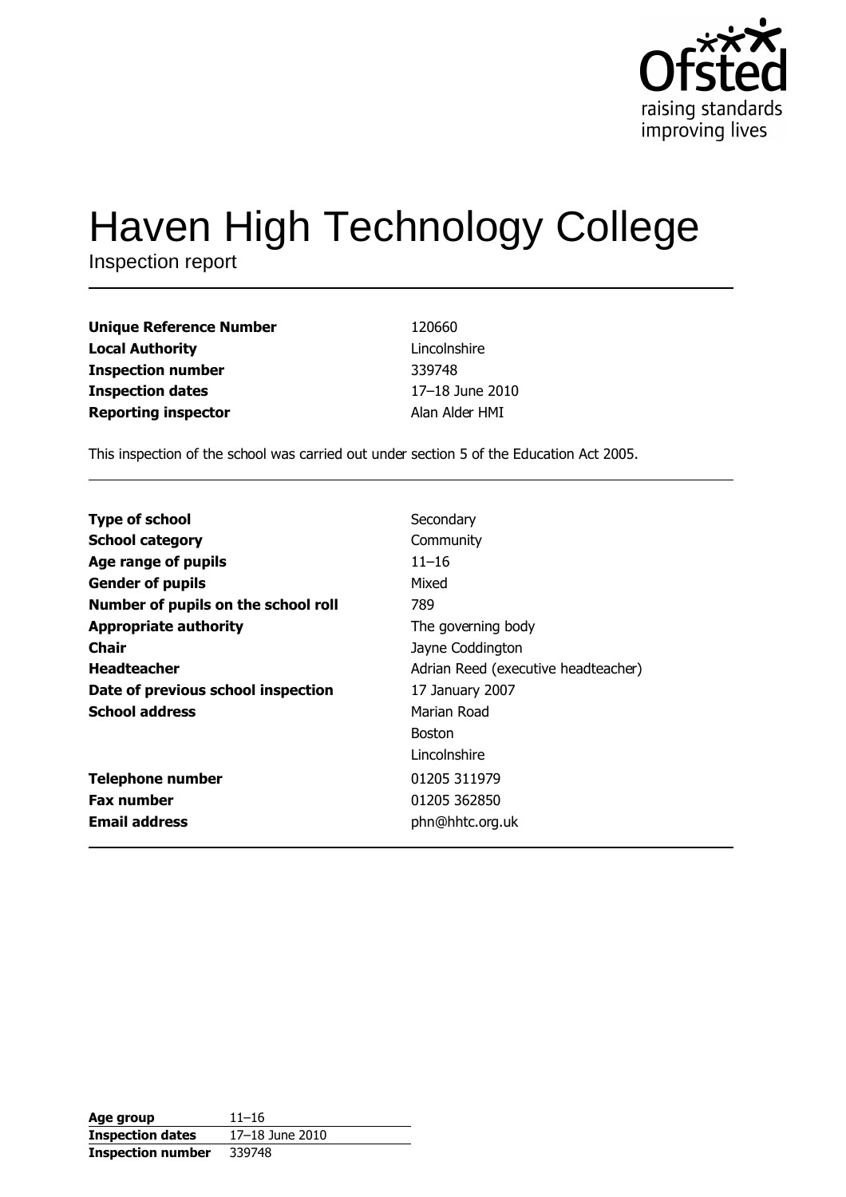Ofsted
raising standards
improving lives

# Haven High Technology College

Inspection report

| | |
|---|---|
| **Unique Reference Number** | 120660 |
| **Local Authority** | Lincolnshire |
| **Inspection number** | 339748 |
| **Inspection dates** | 17–18 June 2010 |
| **Reporting inspector** | Alan Alder HMI |

This inspection of the school was carried out under section 5 of the Education Act 2005.

| | |
|---|---|
| **Type of school** | Secondary |
| **School category** | Community |
| **Age range of pupils** | 11–16 |
| **Gender of pupils** | Mixed |
| **Number of pupils on the school roll** | 789 |
| **Appropriate authority** | The governing body |
| **Chair** | Jayne Coddington |
| **Headteacher** | Adrian Reed (executive headteacher) |
| **Date of previous school inspection** | 17 January 2007 |
| **School address** | Marian Road<br>Boston<br>Lincolnshire |
| **Telephone number** | 01205 311979 |
| **Fax number** | 01205 362850 |
| **Email address** | phn@hhtc.org.uk |

| | |
|---|---|
| **Age group** | 11–16 |
| **Inspection dates** | 17–18 June 2010 |
| **Inspection number** | 339748 |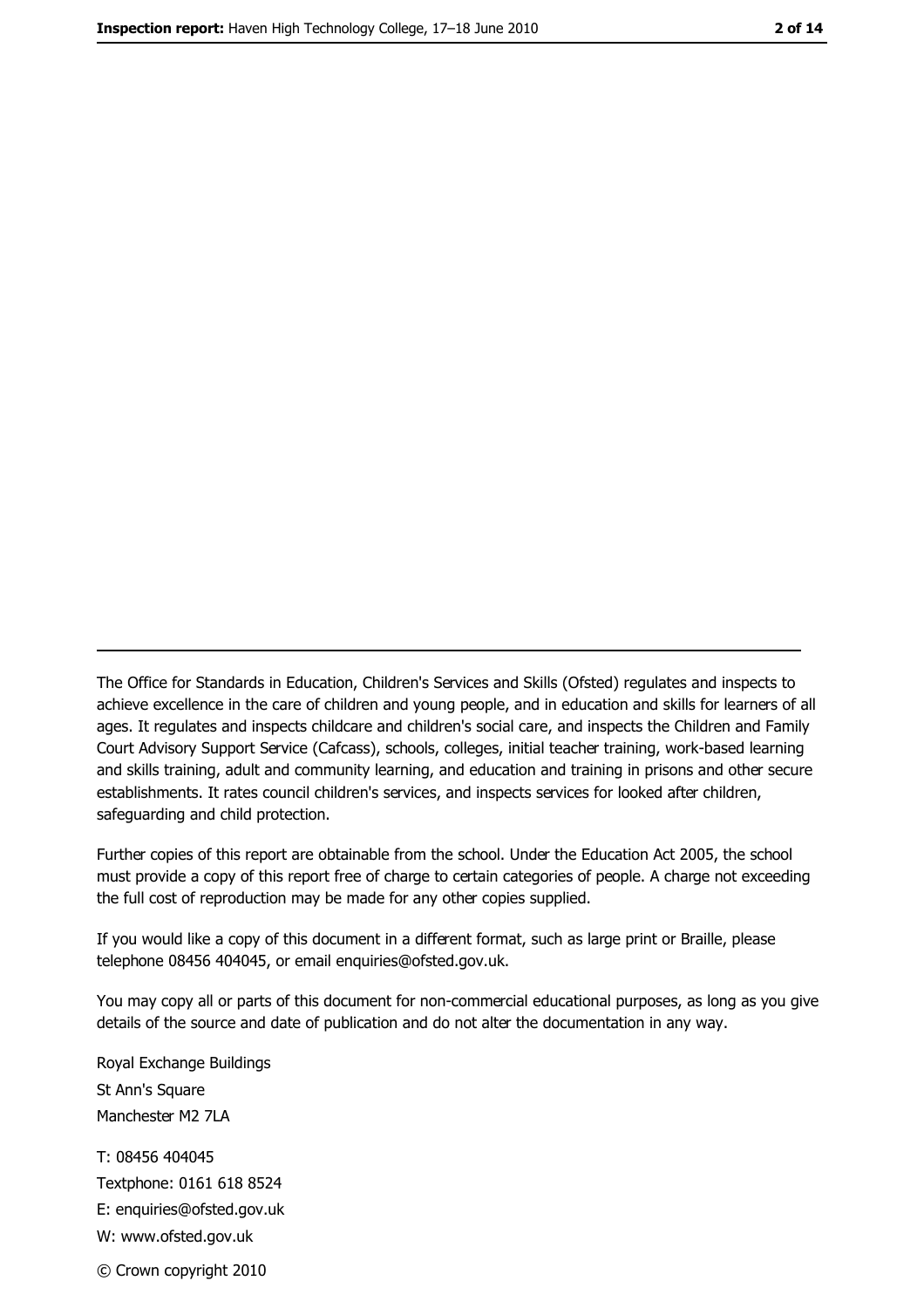The Office for Standards in Education, Children's Services and Skills (Ofsted) regulates and inspects to achieve excellence in the care of children and young people, and in education and skills for learners of all ages. It regulates and inspects childcare and children's social care, and inspects the Children and Family Court Advisory Support Service (Cafcass), schools, colleges, initial teacher training, work-based learning and skills training, adult and community learning, and education and training in prisons and other secure establishments. It rates council children's services, and inspects services for looked after children, safeguarding and child protection.

Further copies of this report are obtainable from the school. Under the Education Act 2005, the school must provide a copy of this report free of charge to certain categories of people. A charge not exceeding the full cost of reproduction may be made for any other copies supplied.

If you would like a copy of this document in a different format, such as large print or Braille, please telephone 08456 404045, or email enquiries@ofsted.gov.uk.

You may copy all or parts of this document for non-commercial educational purposes, as long as you give details of the source and date of publication and do not alter the documentation in any way.

Royal Exchange Buildings
St Ann's Square
Manchester M2 7LA

T: 08456 404045
Textphone: 0161 618 8524
E: enquiries@ofsted.gov.uk
W: www.ofsted.gov.uk

© Crown copyright 2010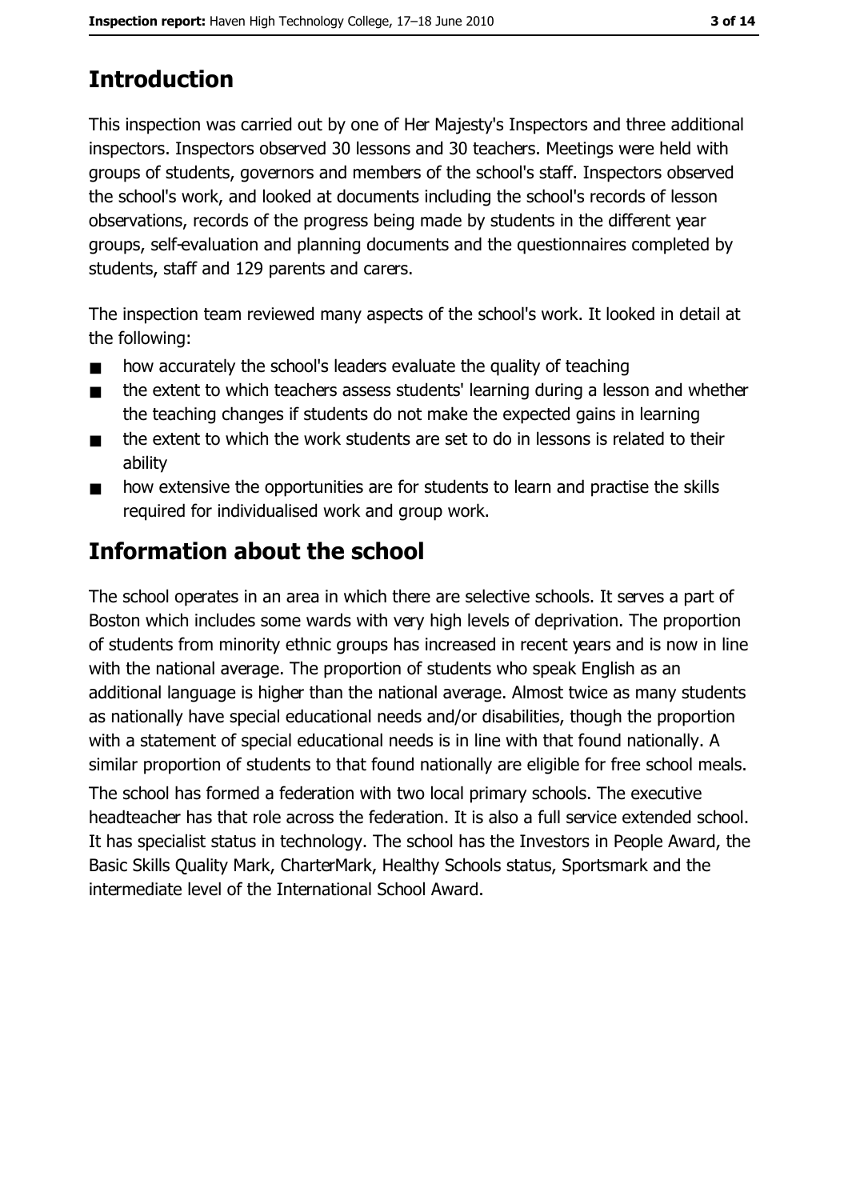# Introduction

This inspection was carried out by one of Her Majesty's Inspectors and three additional inspectors. Inspectors observed 30 lessons and 30 teachers. Meetings were held with groups of students, governors and members of the school's staff. Inspectors observed the school's work, and looked at documents including the school's records of lesson observations, records of the progress being made by students in the different year groups, self-evaluation and planning documents and the questionnaires completed by students, staff and 129 parents and carers.

The inspection team reviewed many aspects of the school's work. It looked in detail at the following:

- how accurately the school's leaders evaluate the quality of teaching
- the extent to which teachers assess students' learning during a lesson and whether the teaching changes if students do not make the expected gains in learning
- the extent to which the work students are set to do in lessons is related to their ability
- how extensive the opportunities are for students to learn and practise the skills required for individualised work and group work.

# Information about the school

The school operates in an area in which there are selective schools. It serves a part of Boston which includes some wards with very high levels of deprivation. The proportion of students from minority ethnic groups has increased in recent years and is now in line with the national average. The proportion of students who speak English as an additional language is higher than the national average. Almost twice as many students as nationally have special educational needs and/or disabilities, though the proportion with a statement of special educational needs is in line with that found nationally. A similar proportion of students to that found nationally are eligible for free school meals.

The school has formed a federation with two local primary schools. The executive headteacher has that role across the federation. It is also a full service extended school. It has specialist status in technology. The school has the Investors in People Award, the Basic Skills Quality Mark, CharterMark, Healthy Schools status, Sportsmark and the intermediate level of the International School Award.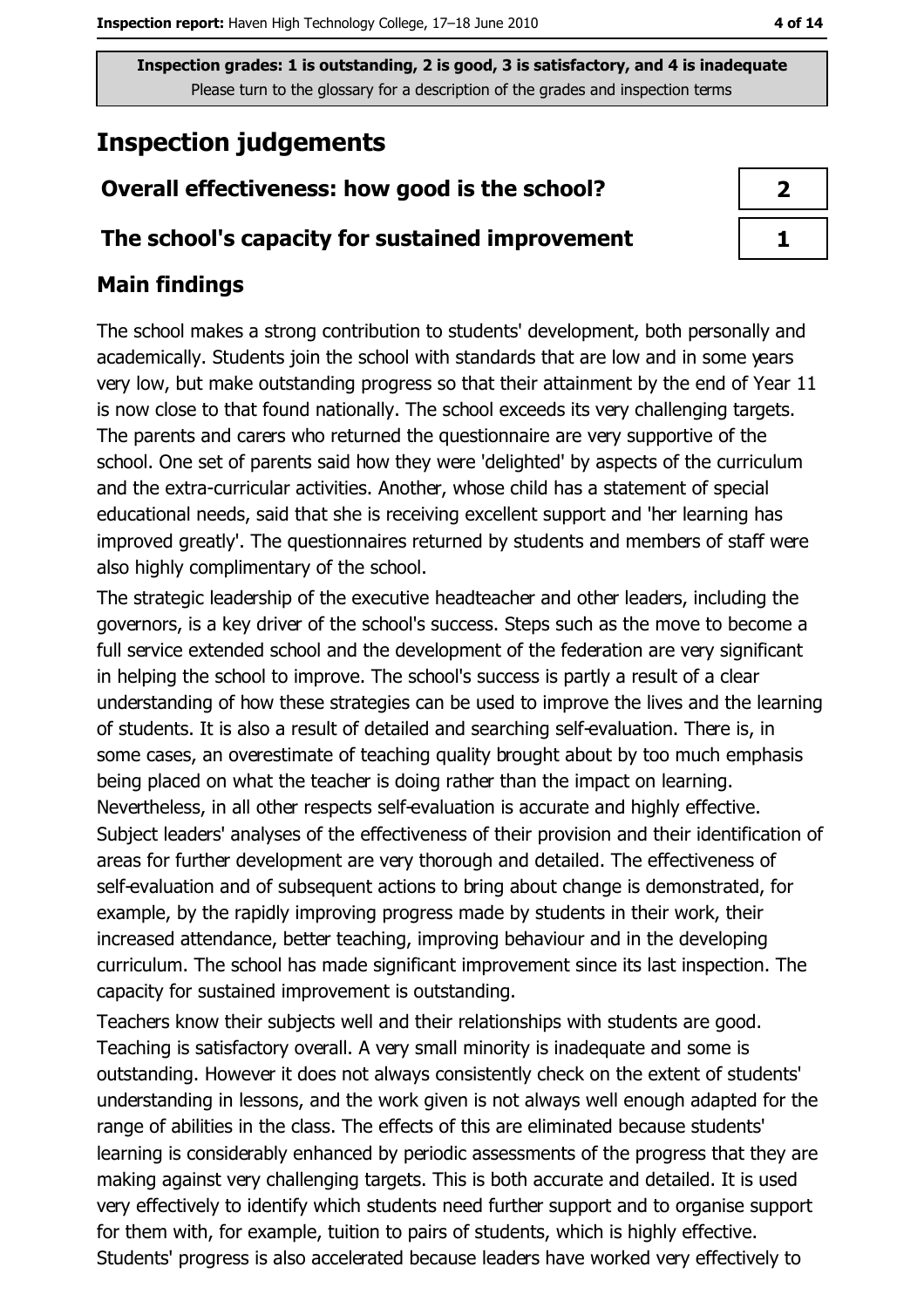**Inspection grades: 1 is outstanding, 2 is good, 3 is satisfactory, and 4 is inadequate**
Please turn to the glossary for a description of the grades and inspection terms

# Inspection judgements

| | |
|---|---|
| **Overall effectiveness: how good is the school?** | **2** |
| **The school's capacity for sustained improvement** | **1** |

## Main findings

The school makes a strong contribution to students' development, both personally and academically. Students join the school with standards that are low and in some years very low, but make outstanding progress so that their attainment by the end of Year 11 is now close to that found nationally. The school exceeds its very challenging targets. The parents and carers who returned the questionnaire are very supportive of the school. One set of parents said how they were 'delighted' by aspects of the curriculum and the extra-curricular activities. Another, whose child has a statement of special educational needs, said that she is receiving excellent support and 'her learning has improved greatly'. The questionnaires returned by students and members of staff were also highly complimentary of the school.

The strategic leadership of the executive headteacher and other leaders, including the governors, is a key driver of the school's success. Steps such as the move to become a full service extended school and the development of the federation are very significant in helping the school to improve. The school's success is partly a result of a clear understanding of how these strategies can be used to improve the lives and the learning of students. It is also a result of detailed and searching self-evaluation. There is, in some cases, an overestimate of teaching quality brought about by too much emphasis being placed on what the teacher is doing rather than the impact on learning. Nevertheless, in all other respects self-evaluation is accurate and highly effective. Subject leaders' analyses of the effectiveness of their provision and their identification of areas for further development are very thorough and detailed. The effectiveness of self-evaluation and of subsequent actions to bring about change is demonstrated, for example, by the rapidly improving progress made by students in their work, their increased attendance, better teaching, improving behaviour and in the developing curriculum. The school has made significant improvement since its last inspection. The capacity for sustained improvement is outstanding.

Teachers know their subjects well and their relationships with students are good. Teaching is satisfactory overall. A very small minority is inadequate and some is outstanding. However it does not always consistently check on the extent of students' understanding in lessons, and the work given is not always well enough adapted for the range of abilities in the class. The effects of this are eliminated because students' learning is considerably enhanced by periodic assessments of the progress that they are making against very challenging targets. This is both accurate and detailed. It is used very effectively to identify which students need further support and to organise support for them with, for example, tuition to pairs of students, which is highly effective. Students' progress is also accelerated because leaders have worked very effectively to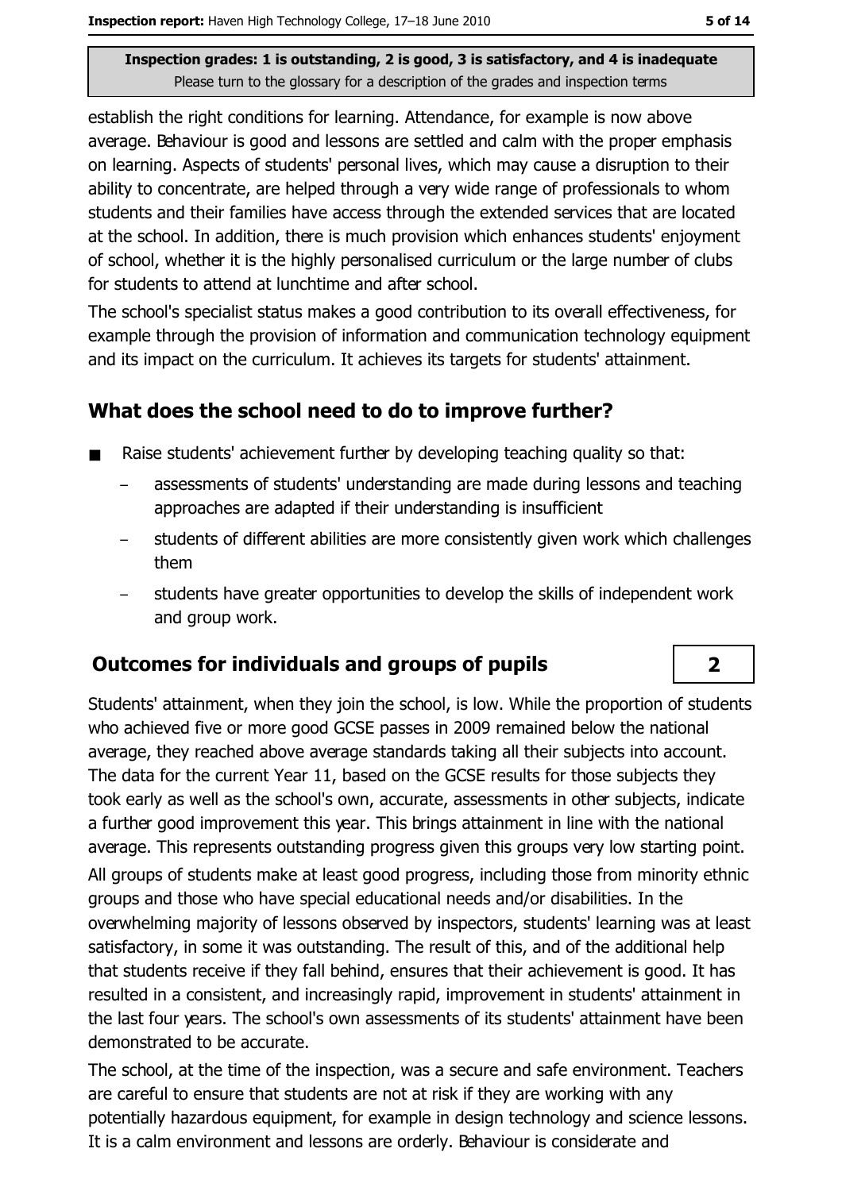establish the right conditions for learning. Attendance, for example is now above average. Behaviour is good and lessons are settled and calm with the proper emphasis on learning. Aspects of students' personal lives, which may cause a disruption to their ability to concentrate, are helped through a very wide range of professionals to whom students and their families have access through the extended services that are located at the school. In addition, there is much provision which enhances students' enjoyment of school, whether it is the highly personalised curriculum or the large number of clubs for students to attend at lunchtime and after school.

The school's specialist status makes a good contribution to its overall effectiveness, for example through the provision of information and communication technology equipment and its impact on the curriculum. It achieves its targets for students' attainment.

## What does the school need to do to improve further?

- Raise students' achievement further by developing teaching quality so that:
  - assessments of students' understanding are made during lessons and teaching approaches are adapted if their understanding is insufficient
  - students of different abilities are more consistently given work which challenges them
  - students have greater opportunities to develop the skills of independent work and group work.

## Outcomes for individuals and groups of pupils — 2

Students' attainment, when they join the school, is low. While the proportion of students who achieved five or more good GCSE passes in 2009 remained below the national average, they reached above average standards taking all their subjects into account. The data for the current Year 11, based on the GCSE results for those subjects they took early as well as the school's own, accurate, assessments in other subjects, indicate a further good improvement this year. This brings attainment in line with the national average. This represents outstanding progress given this groups very low starting point. All groups of students make at least good progress, including those from minority ethnic groups and those who have special educational needs and/or disabilities. In the overwhelming majority of lessons observed by inspectors, students' learning was at least satisfactory, in some it was outstanding. The result of this, and of the additional help that students receive if they fall behind, ensures that their achievement is good. It has resulted in a consistent, and increasingly rapid, improvement in students' attainment in the last four years. The school's own assessments of its students' attainment have been demonstrated to be accurate.

The school, at the time of the inspection, was a secure and safe environment. Teachers are careful to ensure that students are not at risk if they are working with any potentially hazardous equipment, for example in design technology and science lessons. It is a calm environment and lessons are orderly. Behaviour is considerate and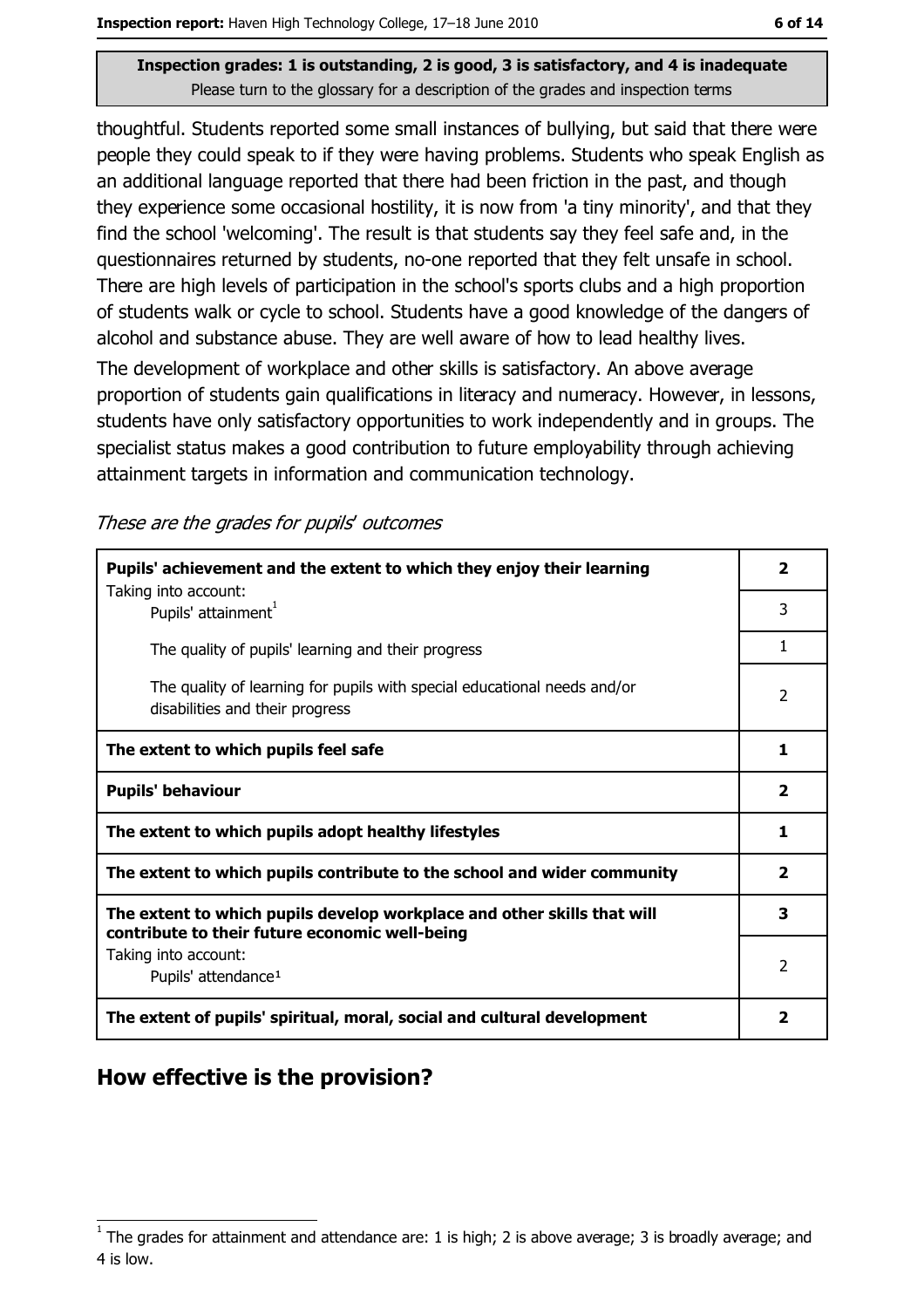**Inspection grades: 1 is outstanding, 2 is good, 3 is satisfactory, and 4 is inadequate**
Please turn to the glossary for a description of the grades and inspection terms

thoughtful. Students reported some small instances of bullying, but said that there were people they could speak to if they were having problems. Students who speak English as an additional language reported that there had been friction in the past, and though they experience some occasional hostility, it is now from 'a tiny minority', and that they find the school 'welcoming'. The result is that students say they feel safe and, in the questionnaires returned by students, no-one reported that they felt unsafe in school. There are high levels of participation in the school's sports clubs and a high proportion of students walk or cycle to school. Students have a good knowledge of the dangers of alcohol and substance abuse. They are well aware of how to lead healthy lives.

The development of workplace and other skills is satisfactory. An above average proportion of students gain qualifications in literacy and numeracy. However, in lessons, students have only satisfactory opportunities to work independently and in groups. The specialist status makes a good contribution to future employability through achieving attainment targets in information and communication technology.

*These are the grades for pupils' outcomes*

| | |
|---|---|
| **Pupils' achievement and the extent to which they enjoy their learning** | **2** |
| Taking into account: Pupils' attainment[1] | 3 |
| The quality of pupils' learning and their progress | 1 |
| The quality of learning for pupils with special educational needs and/or disabilities and their progress | 2 |
| **The extent to which pupils feel safe** | **1** |
| **Pupils' behaviour** | **2** |
| **The extent to which pupils adopt healthy lifestyles** | **1** |
| **The extent to which pupils contribute to the school and wider community** | **2** |
| **The extent to which pupils develop workplace and other skills that will contribute to their future economic well-being** | **3** |
| Taking into account: Pupils' attendance[1] | 2 |
| **The extent of pupils' spiritual, moral, social and cultural development** | **2** |

## How effective is the provision?

[1] The grades for attainment and attendance are: 1 is high; 2 is above average; 3 is broadly average; and 4 is low.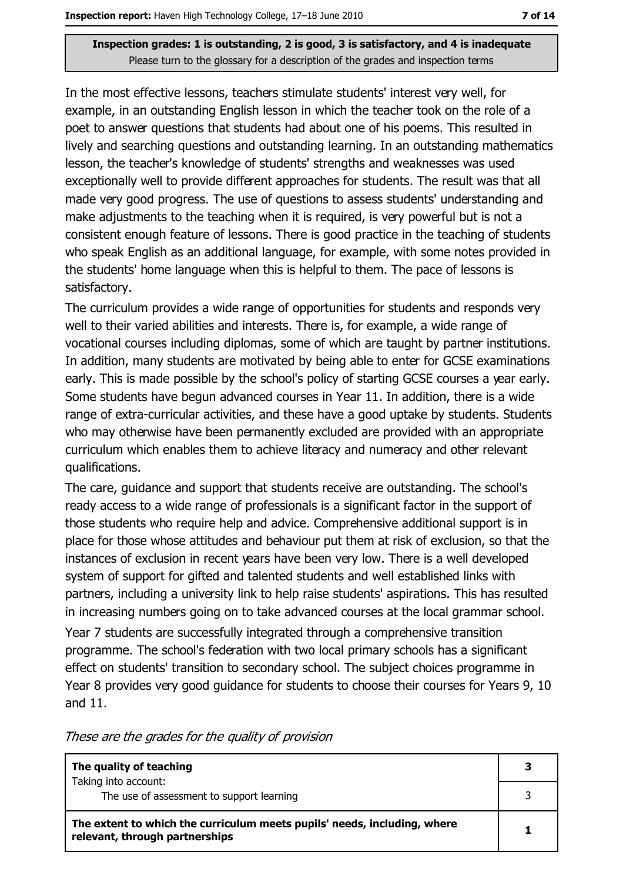**Inspection grades: 1 is outstanding, 2 is good, 3 is satisfactory, and 4 is inadequate**
Please turn to the glossary for a description of the grades and inspection terms

In the most effective lessons, teachers stimulate students' interest very well, for example, in an outstanding English lesson in which the teacher took on the role of a poet to answer questions that students had about one of his poems. This resulted in lively and searching questions and outstanding learning. In an outstanding mathematics lesson, the teacher's knowledge of students' strengths and weaknesses was used exceptionally well to provide different approaches for students. The result was that all made very good progress. The use of questions to assess students' understanding and make adjustments to the teaching when it is required, is very powerful but is not a consistent enough feature of lessons. There is good practice in the teaching of students who speak English as an additional language, for example, with some notes provided in the students' home language when this is helpful to them. The pace of lessons is satisfactory.

The curriculum provides a wide range of opportunities for students and responds very well to their varied abilities and interests. There is, for example, a wide range of vocational courses including diplomas, some of which are taught by partner institutions. In addition, many students are motivated by being able to enter for GCSE examinations early. This is made possible by the school's policy of starting GCSE courses a year early. Some students have begun advanced courses in Year 11. In addition, there is a wide range of extra-curricular activities, and these have a good uptake by students. Students who may otherwise have been permanently excluded are provided with an appropriate curriculum which enables them to achieve literacy and numeracy and other relevant qualifications.

The care, guidance and support that students receive are outstanding. The school's ready access to a wide range of professionals is a significant factor in the support of those students who require help and advice. Comprehensive additional support is in place for those whose attitudes and behaviour put them at risk of exclusion, so that the instances of exclusion in recent years have been very low. There is a well developed system of support for gifted and talented students and well established links with partners, including a university link to help raise students' aspirations. This has resulted in increasing numbers going on to take advanced courses at the local grammar school.

Year 7 students are successfully integrated through a comprehensive transition programme. The school's federation with two local primary schools has a significant effect on students' transition to secondary school. The subject choices programme in Year 8 provides very good guidance for students to choose their courses for Years 9, 10 and 11.

*These are the grades for the quality of provision*

| | |
|---|---|
| **The quality of teaching**<br>Taking into account: | **3** |
| The use of assessment to support learning | 3 |
| **The extent to which the curriculum meets pupils' needs, including, where relevant, through partnerships** | **1** |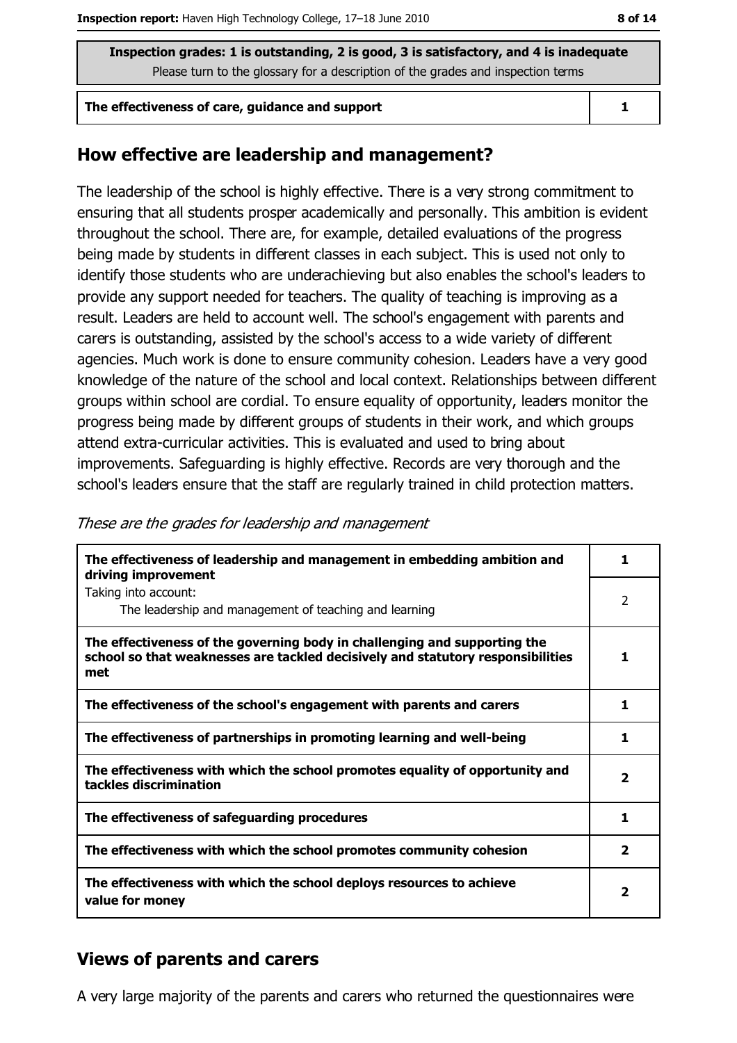**Inspection grades: 1 is outstanding, 2 is good, 3 is satisfactory, and 4 is inadequate**
Please turn to the glossary for a description of the grades and inspection terms

| The effectiveness of care, guidance and support | 1 |
|---|---|

## How effective are leadership and management?

The leadership of the school is highly effective. There is a very strong commitment to ensuring that all students prosper academically and personally. This ambition is evident throughout the school. There are, for example, detailed evaluations of the progress being made by students in different classes in each subject. This is used not only to identify those students who are underachieving but also enables the school's leaders to provide any support needed for teachers. The quality of teaching is improving as a result. Leaders are held to account well. The school's engagement with parents and carers is outstanding, assisted by the school's access to a wide variety of different agencies. Much work is done to ensure community cohesion. Leaders have a very good knowledge of the nature of the school and local context. Relationships between different groups within school are cordial. To ensure equality of opportunity, leaders monitor the progress being made by different groups of students in their work, and which groups attend extra-curricular activities. This is evaluated and used to bring about improvements. Safeguarding is highly effective. Records are very thorough and the school's leaders ensure that the staff are regularly trained in child protection matters.

*These are the grades for leadership and management*

| | |
|---|---|
| **The effectiveness of leadership and management in embedding ambition and driving improvement** | 1 |
| Taking into account: The leadership and management of teaching and learning | 2 |
| **The effectiveness of the governing body in challenging and supporting the school so that weaknesses are tackled decisively and statutory responsibilities met** | 1 |
| **The effectiveness of the school's engagement with parents and carers** | 1 |
| **The effectiveness of partnerships in promoting learning and well-being** | 1 |
| **The effectiveness with which the school promotes equality of opportunity and tackles discrimination** | 2 |
| **The effectiveness of safeguarding procedures** | 1 |
| **The effectiveness with which the school promotes community cohesion** | 2 |
| **The effectiveness with which the school deploys resources to achieve value for money** | 2 |

## Views of parents and carers

A very large majority of the parents and carers who returned the questionnaires were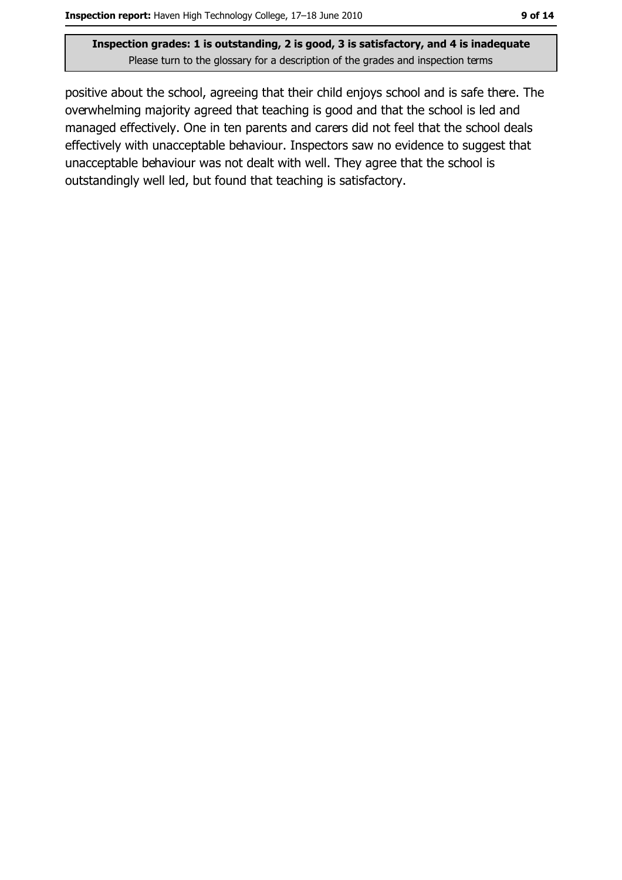positive about the school, agreeing that their child enjoys school and is safe there. The overwhelming majority agreed that teaching is good and that the school is led and managed effectively. One in ten parents and carers did not feel that the school deals effectively with unacceptable behaviour. Inspectors saw no evidence to suggest that unacceptable behaviour was not dealt with well. They agree that the school is outstandingly well led, but found that teaching is satisfactory.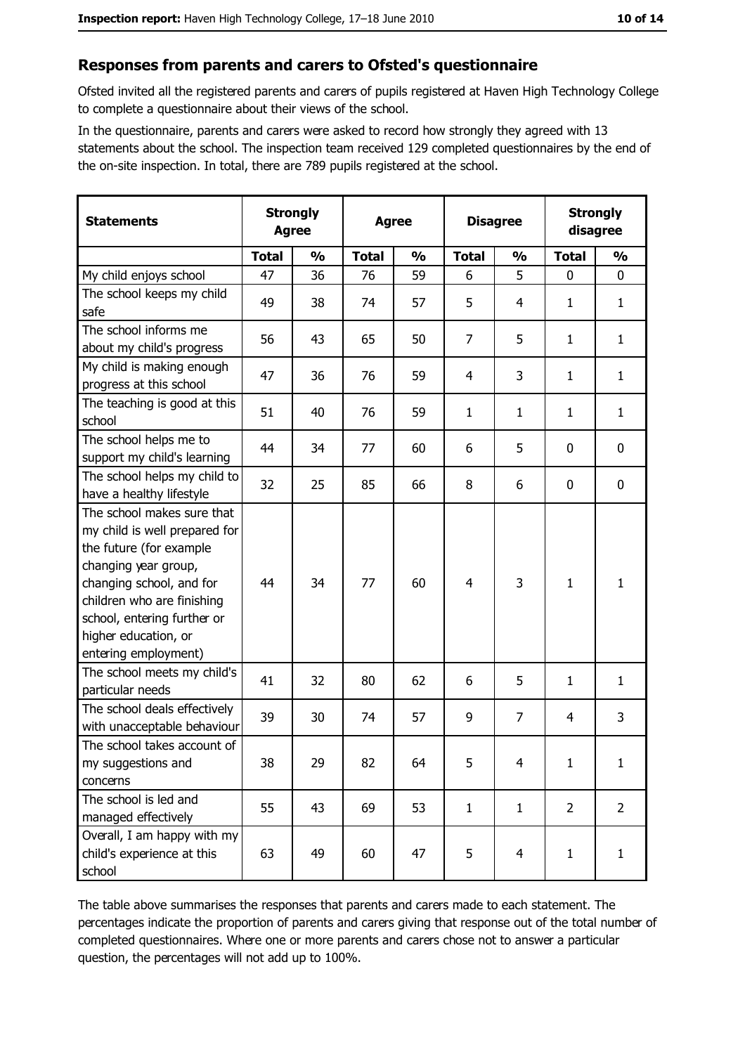## Responses from parents and carers to Ofsted's questionnaire

Ofsted invited all the registered parents and carers of pupils registered at Haven High Technology College to complete a questionnaire about their views of the school.

In the questionnaire, parents and carers were asked to record how strongly they agreed with 13 statements about the school. The inspection team received 129 completed questionnaires by the end of the on-site inspection. In total, there are 789 pupils registered at the school.

| Statements | Strongly Agree | | Agree | | Disagree | | Strongly disagree | |
|---|---|---|---|---|---|---|---|---|
| | Total | % | Total | % | Total | % | Total | % |
| My child enjoys school | 47 | 36 | 76 | 59 | 6 | 5 | 0 | 0 |
| The school keeps my child safe | 49 | 38 | 74 | 57 | 5 | 4 | 1 | 1 |
| The school informs me about my child's progress | 56 | 43 | 65 | 50 | 7 | 5 | 1 | 1 |
| My child is making enough progress at this school | 47 | 36 | 76 | 59 | 4 | 3 | 1 | 1 |
| The teaching is good at this school | 51 | 40 | 76 | 59 | 1 | 1 | 1 | 1 |
| The school helps me to support my child's learning | 44 | 34 | 77 | 60 | 6 | 5 | 0 | 0 |
| The school helps my child to have a healthy lifestyle | 32 | 25 | 85 | 66 | 8 | 6 | 0 | 0 |
| The school makes sure that my child is well prepared for the future (for example changing year group, changing school, and for children who are finishing school, entering further or higher education, or entering employment) | 44 | 34 | 77 | 60 | 4 | 3 | 1 | 1 |
| The school meets my child's particular needs | 41 | 32 | 80 | 62 | 6 | 5 | 1 | 1 |
| The school deals effectively with unacceptable behaviour | 39 | 30 | 74 | 57 | 9 | 7 | 4 | 3 |
| The school takes account of my suggestions and concerns | 38 | 29 | 82 | 64 | 5 | 4 | 1 | 1 |
| The school is led and managed effectively | 55 | 43 | 69 | 53 | 1 | 1 | 2 | 2 |
| Overall, I am happy with my child's experience at this school | 63 | 49 | 60 | 47 | 5 | 4 | 1 | 1 |

The table above summarises the responses that parents and carers made to each statement. The percentages indicate the proportion of parents and carers giving that response out of the total number of completed questionnaires. Where one or more parents and carers chose not to answer a particular question, the percentages will not add up to 100%.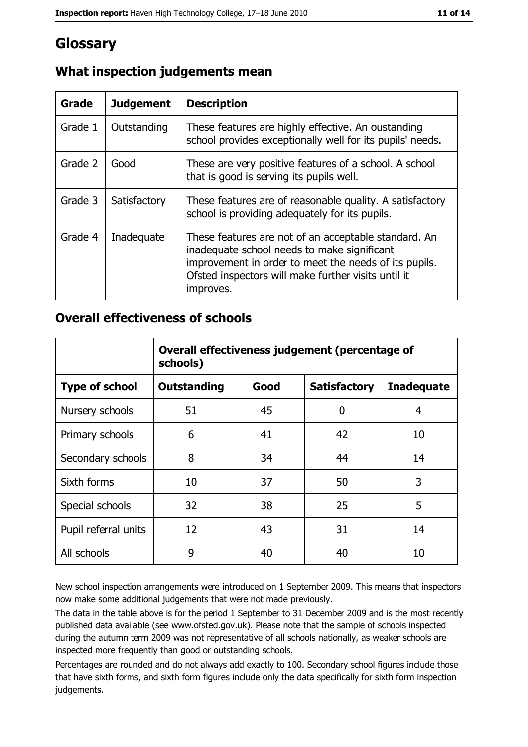# Glossary

## What inspection judgements mean

| Grade | Judgement | Description |
| --- | --- | --- |
| Grade 1 | Outstanding | These features are highly effective. An oustanding school provides exceptionally well for its pupils' needs. |
| Grade 2 | Good | These are very positive features of a school. A school that is good is serving its pupils well. |
| Grade 3 | Satisfactory | These features are of reasonable quality. A satisfactory school is providing adequately for its pupils. |
| Grade 4 | Inadequate | These features are not of an acceptable standard. An inadequate school needs to make significant improvement in order to meet the needs of its pupils. Ofsted inspectors will make further visits until it improves. |

## Overall effectiveness of schools

| | **Overall effectiveness judgement (percentage of schools)** | | | |
| --- | --- | --- | --- | --- |
| **Type of school** | **Outstanding** | **Good** | **Satisfactory** | **Inadequate** |
| Nursery schools | 51 | 45 | 0 | 4 |
| Primary schools | 6 | 41 | 42 | 10 |
| Secondary schools | 8 | 34 | 44 | 14 |
| Sixth forms | 10 | 37 | 50 | 3 |
| Special schools | 32 | 38 | 25 | 5 |
| Pupil referral units | 12 | 43 | 31 | 14 |
| All schools | 9 | 40 | 40 | 10 |

New school inspection arrangements were introduced on 1 September 2009. This means that inspectors now make some additional judgements that were not made previously.

The data in the table above is for the period 1 September to 31 December 2009 and is the most recently published data available (see www.ofsted.gov.uk). Please note that the sample of schools inspected during the autumn term 2009 was not representative of all schools nationally, as weaker schools are inspected more frequently than good or outstanding schools.

Percentages are rounded and do not always add exactly to 100. Secondary school figures include those that have sixth forms, and sixth form figures include only the data specifically for sixth form inspection judgements.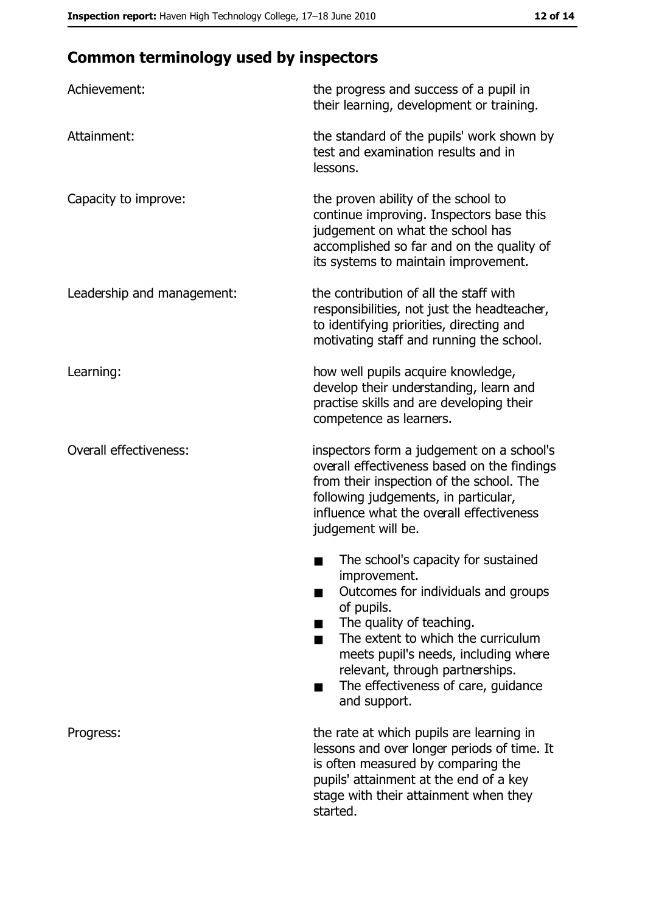## Common terminology used by inspectors

**Achievement:** the progress and success of a pupil in their learning, development or training.

**Attainment:** the standard of the pupils' work shown by test and examination results and in lessons.

**Capacity to improve:** the proven ability of the school to continue improving. Inspectors base this judgement on what the school has accomplished so far and on the quality of its systems to maintain improvement.

**Leadership and management:** the contribution of all the staff with responsibilities, not just the headteacher, to identifying priorities, directing and motivating staff and running the school.

**Learning:** how well pupils acquire knowledge, develop their understanding, learn and practise skills and are developing their competence as learners.

**Overall effectiveness:** inspectors form a judgement on a school's overall effectiveness based on the findings from their inspection of the school. The following judgements, in particular, influence what the overall effectiveness judgement will be.

- The school's capacity for sustained improvement.
- Outcomes for individuals and groups of pupils.
- The quality of teaching.
- The extent to which the curriculum meets pupil's needs, including where relevant, through partnerships.
- The effectiveness of care, guidance and support.

**Progress:** the rate at which pupils are learning in lessons and over longer periods of time. It is often measured by comparing the pupils' attainment at the end of a key stage with their attainment when they started.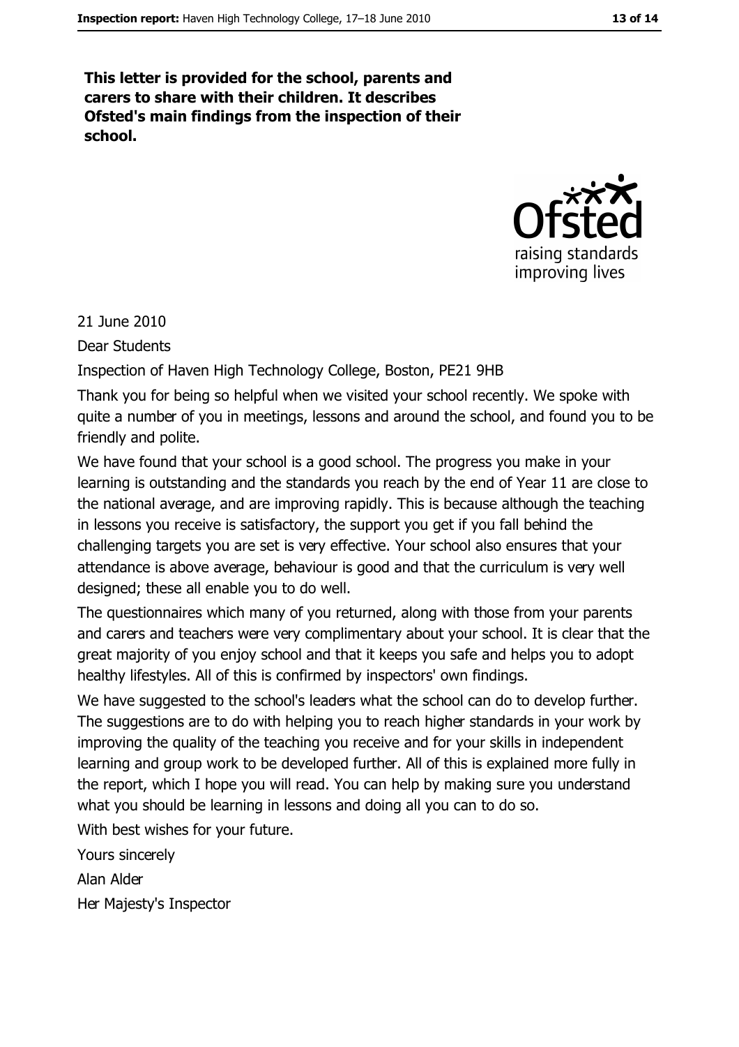**This letter is provided for the school, parents and carers to share with their children. It describes Ofsted's main findings from the inspection of their school.**

21 June 2010

Dear Students

Inspection of Haven High Technology College, Boston, PE21 9HB

Thank you for being so helpful when we visited your school recently. We spoke with quite a number of you in meetings, lessons and around the school, and found you to be friendly and polite.

We have found that your school is a good school. The progress you make in your learning is outstanding and the standards you reach by the end of Year 11 are close to the national average, and are improving rapidly. This is because although the teaching in lessons you receive is satisfactory, the support you get if you fall behind the challenging targets you are set is very effective. Your school also ensures that your attendance is above average, behaviour is good and that the curriculum is very well designed; these all enable you to do well.

The questionnaires which many of you returned, along with those from your parents and carers and teachers were very complimentary about your school. It is clear that the great majority of you enjoy school and that it keeps you safe and helps you to adopt healthy lifestyles. All of this is confirmed by inspectors' own findings.

We have suggested to the school's leaders what the school can do to develop further. The suggestions are to do with helping you to reach higher standards in your work by improving the quality of the teaching you receive and for your skills in independent learning and group work to be developed further. All of this is explained more fully in the report, which I hope you will read. You can help by making sure you understand what you should be learning in lessons and doing all you can to do so.

With best wishes for your future.

Yours sincerely

Alan Alder

Her Majesty's Inspector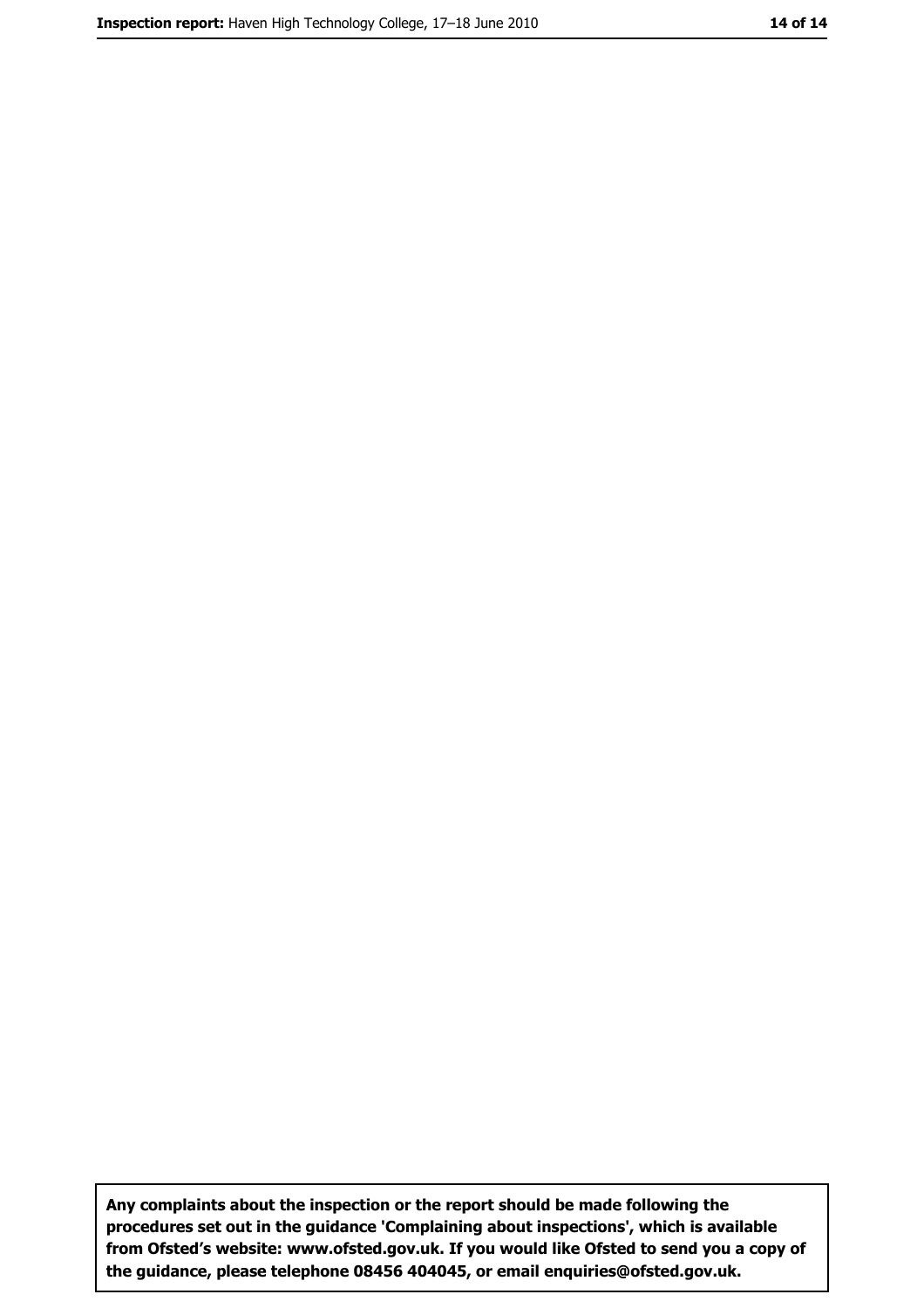**Any complaints about the inspection or the report should be made following the procedures set out in the guidance 'Complaining about inspections', which is available from Ofsted's website: www.ofsted.gov.uk. If you would like Ofsted to send you a copy of the guidance, please telephone 08456 404045, or email enquiries@ofsted.gov.uk.**